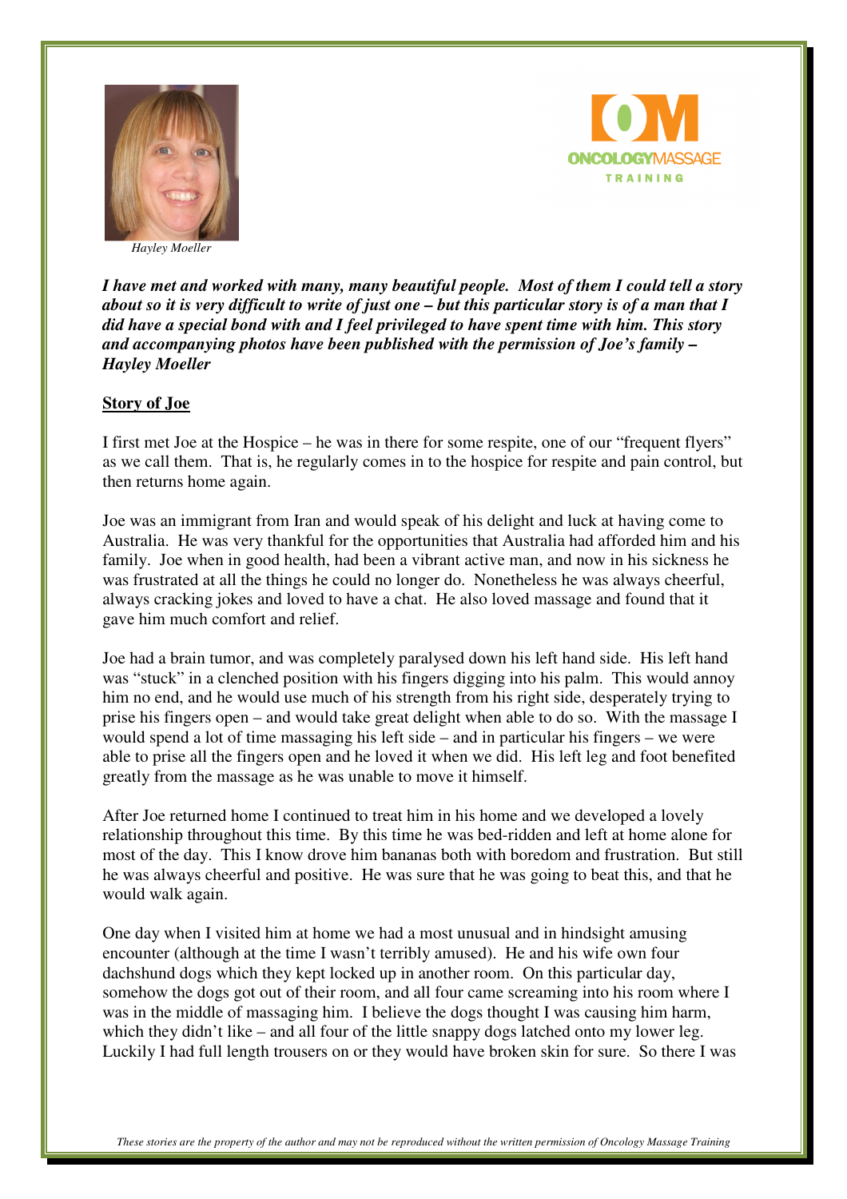*Hayley Moeller*

***I have met and worked with many, many beautiful people. Most of them I could tell a story about so it is very difficult to write of just one – but this particular story is of a man that I did have a special bond with and I feel privileged to have spent time with him. This story and accompanying photos have been published with the permission of Joe's family – Hayley Moeller***

## Story of Joe

I first met Joe at the Hospice – he was in there for some respite, one of our "frequent flyers" as we call them. That is, he regularly comes in to the hospice for respite and pain control, but then returns home again.

Joe was an immigrant from Iran and would speak of his delight and luck at having come to Australia. He was very thankful for the opportunities that Australia had afforded him and his family. Joe when in good health, had been a vibrant active man, and now in his sickness he was frustrated at all the things he could no longer do. Nonetheless he was always cheerful, always cracking jokes and loved to have a chat. He also loved massage and found that it gave him much comfort and relief.

Joe had a brain tumor, and was completely paralysed down his left hand side. His left hand was "stuck" in a clenched position with his fingers digging into his palm. This would annoy him no end, and he would use much of his strength from his right side, desperately trying to prise his fingers open – and would take great delight when able to do so. With the massage I would spend a lot of time massaging his left side – and in particular his fingers – we were able to prise all the fingers open and he loved it when we did. His left leg and foot benefited greatly from the massage as he was unable to move it himself.

After Joe returned home I continued to treat him in his home and we developed a lovely relationship throughout this time. By this time he was bed-ridden and left at home alone for most of the day. This I know drove him bananas both with boredom and frustration. But still he was always cheerful and positive. He was sure that he was going to beat this, and that he would walk again.

One day when I visited him at home we had a most unusual and in hindsight amusing encounter (although at the time I wasn't terribly amused). He and his wife own four dachshund dogs which they kept locked up in another room. On this particular day, somehow the dogs got out of their room, and all four came screaming into his room where I was in the middle of massaging him. I believe the dogs thought I was causing him harm, which they didn't like – and all four of the little snappy dogs latched onto my lower leg. Luckily I had full length trousers on or they would have broken skin for sure. So there I was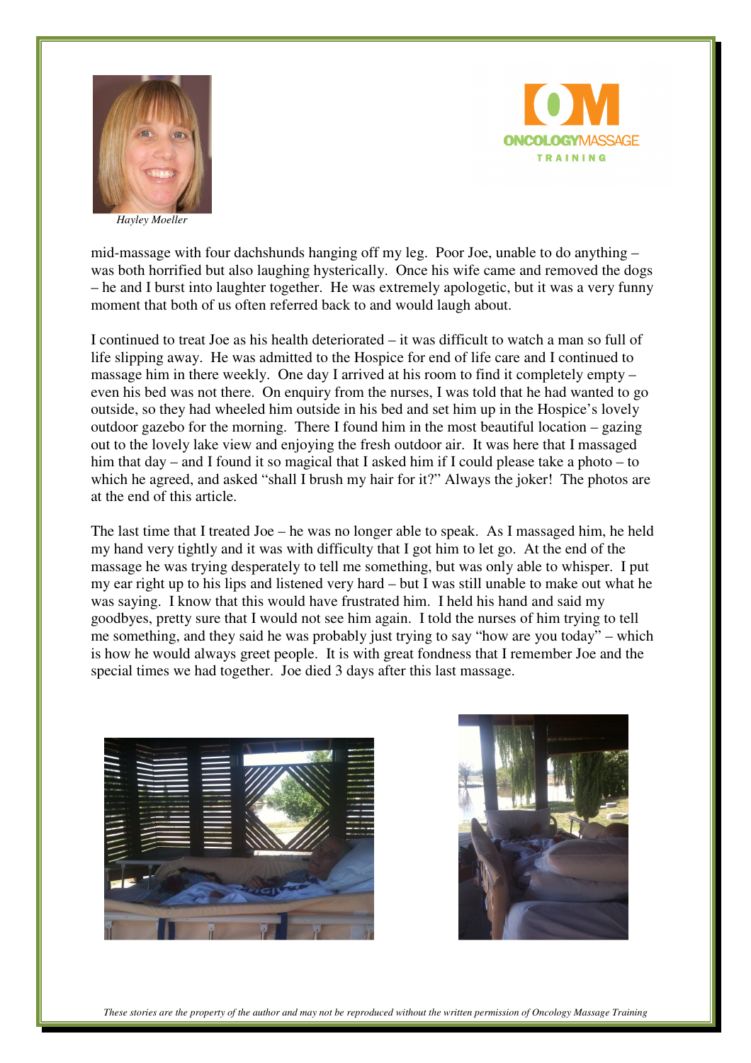*Hayley Moeller*

mid-massage with four dachshunds hanging off my leg. Poor Joe, unable to do anything – was both horrified but also laughing hysterically. Once his wife came and removed the dogs – he and I burst into laughter together. He was extremely apologetic, but it was a very funny moment that both of us often referred back to and would laugh about.

I continued to treat Joe as his health deteriorated – it was difficult to watch a man so full of life slipping away. He was admitted to the Hospice for end of life care and I continued to massage him in there weekly. One day I arrived at his room to find it completely empty – even his bed was not there. On enquiry from the nurses, I was told that he had wanted to go outside, so they had wheeled him outside in his bed and set him up in the Hospice's lovely outdoor gazebo for the morning. There I found him in the most beautiful location – gazing out to the lovely lake view and enjoying the fresh outdoor air. It was here that I massaged him that day – and I found it so magical that I asked him if I could please take a photo – to which he agreed, and asked "shall I brush my hair for it?" Always the joker! The photos are at the end of this article.

The last time that I treated Joe – he was no longer able to speak. As I massaged him, he held my hand very tightly and it was with difficulty that I got him to let go. At the end of the massage he was trying desperately to tell me something, but was only able to whisper. I put my ear right up to his lips and listened very hard – but I was still unable to make out what he was saying. I know that this would have frustrated him. I held his hand and said my goodbyes, pretty sure that I would not see him again. I told the nurses of him trying to tell me something, and they said he was probably just trying to say "how are you today" – which is how he would always greet people. It is with great fondness that I remember Joe and the special times we had together. Joe died 3 days after this last massage.

*These stories are the property of the author and may not be reproduced without the written permission of Oncology Massage Training*